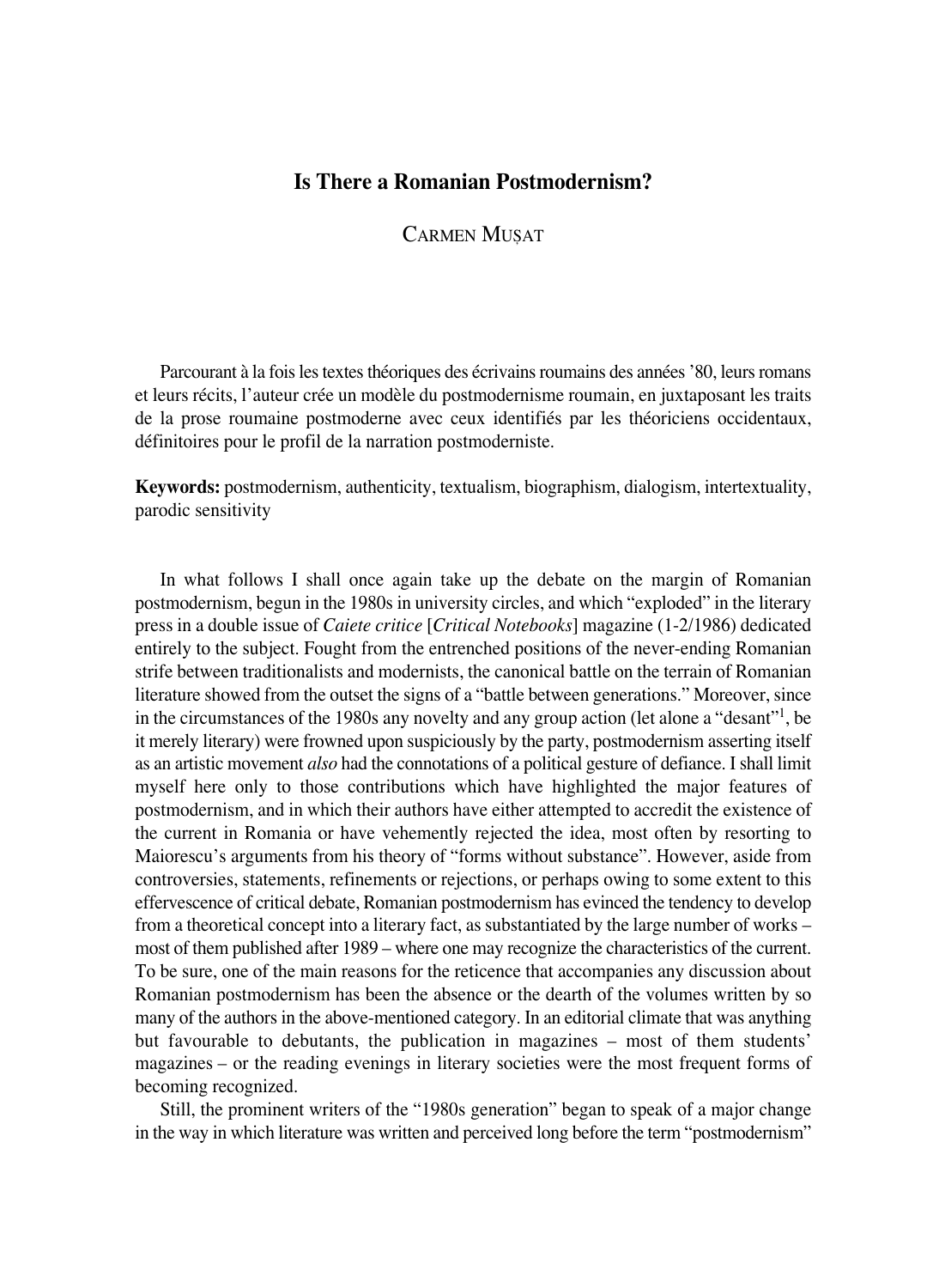# Is There a Romanian Postmodernism?

CARMEN MUȘAT

Parcourant à la fois les textes théoriques des écrivains roumains des années ’80, leurs romans et leurs récits, l’auteur crée un modèle du postmodernisme roumain, en juxtaposant les traits de la prose roumaine postmoderne avec ceux identifiés par les théoriciens occidentaux, définitoires pour le profil de la narration postmoderniste.

**Keywords:** postmodernism, authenticity, textualism, biographism, dialogism, intertextuality, parodic sensitivity

In what follows I shall once again take up the debate on the margin of Romanian postmodernism, begun in the 1980s in university circles, and which “exploded” in the literary press in a double issue of *Caiete critice* [*Critical Notebooks*] magazine (1-2/1986) dedicated entirely to the subject. Fought from the entrenched positions of the never-ending Romanian strife between traditionalists and modernists, the canonical battle on the terrain of Romanian literature showed from the outset the signs of a “battle between generations.” Moreover, since in the circumstances of the 1980s any novelty and any group action (let alone a “desant”[1], be it merely literary) were frowned upon suspiciously by the party, postmodernism asserting itself as an artistic movement *also* had the connotations of a political gesture of defiance. I shall limit myself here only to those contributions which have highlighted the major features of postmodernism, and in which their authors have either attempted to accredit the existence of the current in Romania or have vehemently rejected the idea, most often by resorting to Maiorescu’s arguments from his theory of “forms without substance”. However, aside from controversies, statements, refinements or rejections, or perhaps owing to some extent to this effervescence of critical debate, Romanian postmodernism has evinced the tendency to develop from a theoretical concept into a literary fact, as substantiated by the large number of works – most of them published after 1989 – where one may recognize the characteristics of the current. To be sure, one of the main reasons for the reticence that accompanies any discussion about Romanian postmodernism has been the absence or the dearth of the volumes written by so many of the authors in the above-mentioned category. In an editorial climate that was anything but favourable to debutants, the publication in magazines – most of them students’ magazines – or the reading evenings in literary societies were the most frequent forms of becoming recognized.

Still, the prominent writers of the “1980s generation” began to speak of a major change in the way in which literature was written and perceived long before the term “postmodernism”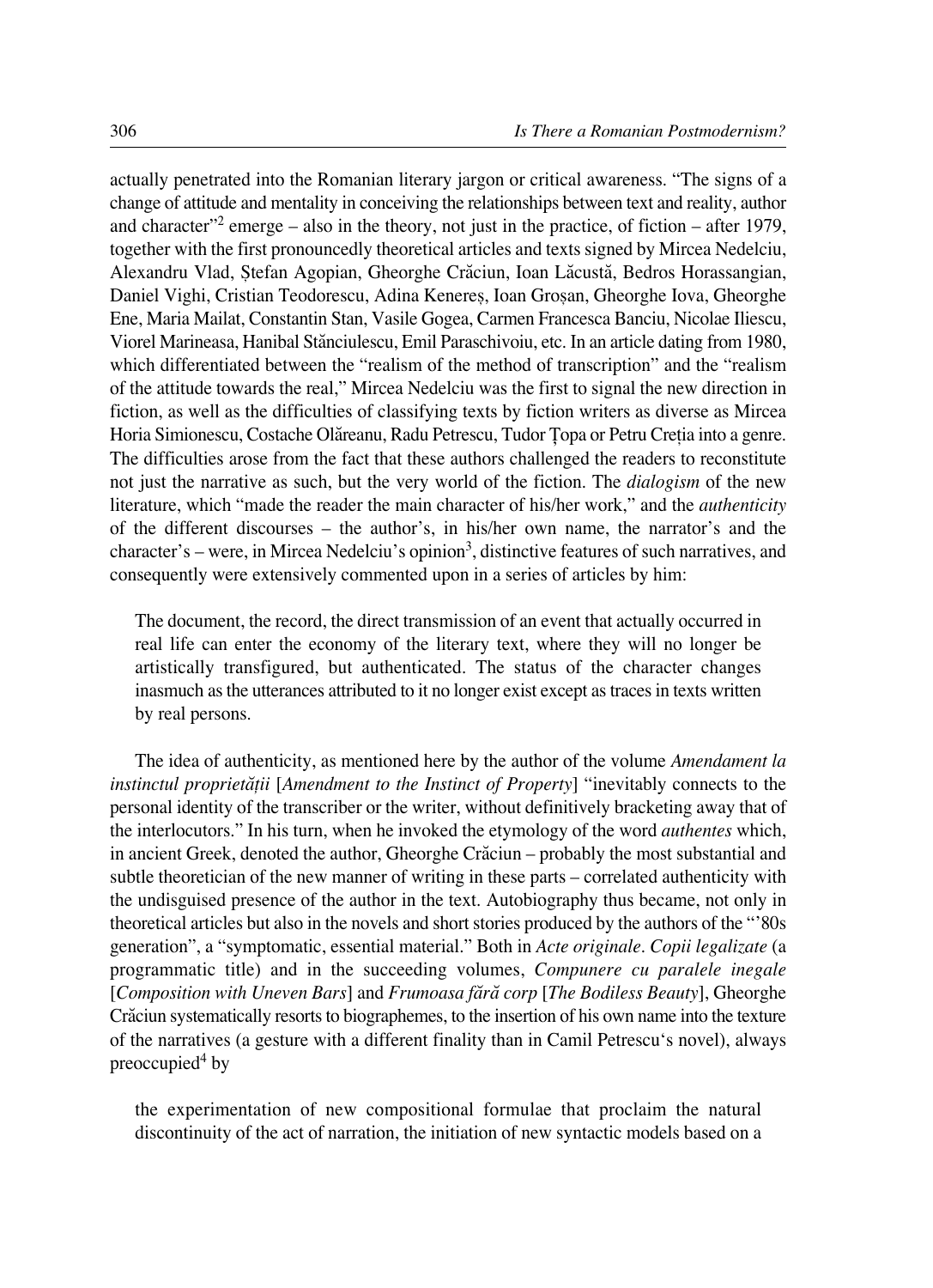actually penetrated into the Romanian literary jargon or critical awareness. "The signs of a change of attitude and mentality in conceiving the relationships between text and reality, author and character"[2] emerge – also in the theory, not just in the practice, of fiction – after 1979, together with the first pronouncedly theoretical articles and texts signed by Mircea Nedelciu, Alexandru Vlad, Ștefan Agopian, Gheorghe Crăciun, Ioan Lăcustă, Bedros Horassangian, Daniel Vighi, Cristian Teodorescu, Adina Kenereș, Ioan Groșan, Gheorghe Iova, Gheorghe Ene, Maria Mailat, Constantin Stan, Vasile Gogea, Carmen Francesca Banciu, Nicolae Iliescu, Viorel Marineasa, Hanibal Stănciulescu, Emil Paraschivoiu, etc. In an article dating from 1980, which differentiated between the "realism of the method of transcription" and the "realism of the attitude towards the real," Mircea Nedelciu was the first to signal the new direction in fiction, as well as the difficulties of classifying texts by fiction writers as diverse as Mircea Horia Simionescu, Costache Olăreanu, Radu Petrescu, Tudor Țopa or Petru Creția into a genre. The difficulties arose from the fact that these authors challenged the readers to reconstitute not just the narrative as such, but the very world of the fiction. The *dialogism* of the new literature, which "made the reader the main character of his/her work," and the *authenticity* of the different discourses – the author's, in his/her own name, the narrator's and the character's – were, in Mircea Nedelciu's opinion[3], distinctive features of such narratives, and consequently were extensively commented upon in a series of articles by him:

> The document, the record, the direct transmission of an event that actually occurred in real life can enter the economy of the literary text, where they will no longer be artistically transfigured, but authenticated. The status of the character changes inasmuch as the utterances attributed to it no longer exist except as traces in texts written by real persons.

The idea of authenticity, as mentioned here by the author of the volume *Amendament la instinctul proprietății* [*Amendment to the Instinct of Property*] "inevitably connects to the personal identity of the transcriber or the writer, without definitively bracketing away that of the interlocutors." In his turn, when he invoked the etymology of the word *authentes* which, in ancient Greek, denoted the author, Gheorghe Crăciun – probably the most substantial and subtle theoretician of the new manner of writing in these parts – correlated authenticity with the undisguised presence of the author in the text. Autobiography thus became, not only in theoretical articles but also in the novels and short stories produced by the authors of the "'80s generation", a "symptomatic, essential material." Both in *Acte originale. Copii legalizate* (a programmatic title) and in the succeeding volumes, *Compunere cu paralele inegale* [*Composition with Uneven Bars*] and *Frumoasa fără corp* [*The Bodiless Beauty*], Gheorghe Crăciun systematically resorts to biographemes, to the insertion of his own name into the texture of the narratives (a gesture with a different finality than in Camil Petrescu's novel), always preoccupied[4] by

> the experimentation of new compositional formulae that proclaim the natural discontinuity of the act of narration, the initiation of new syntactic models based on a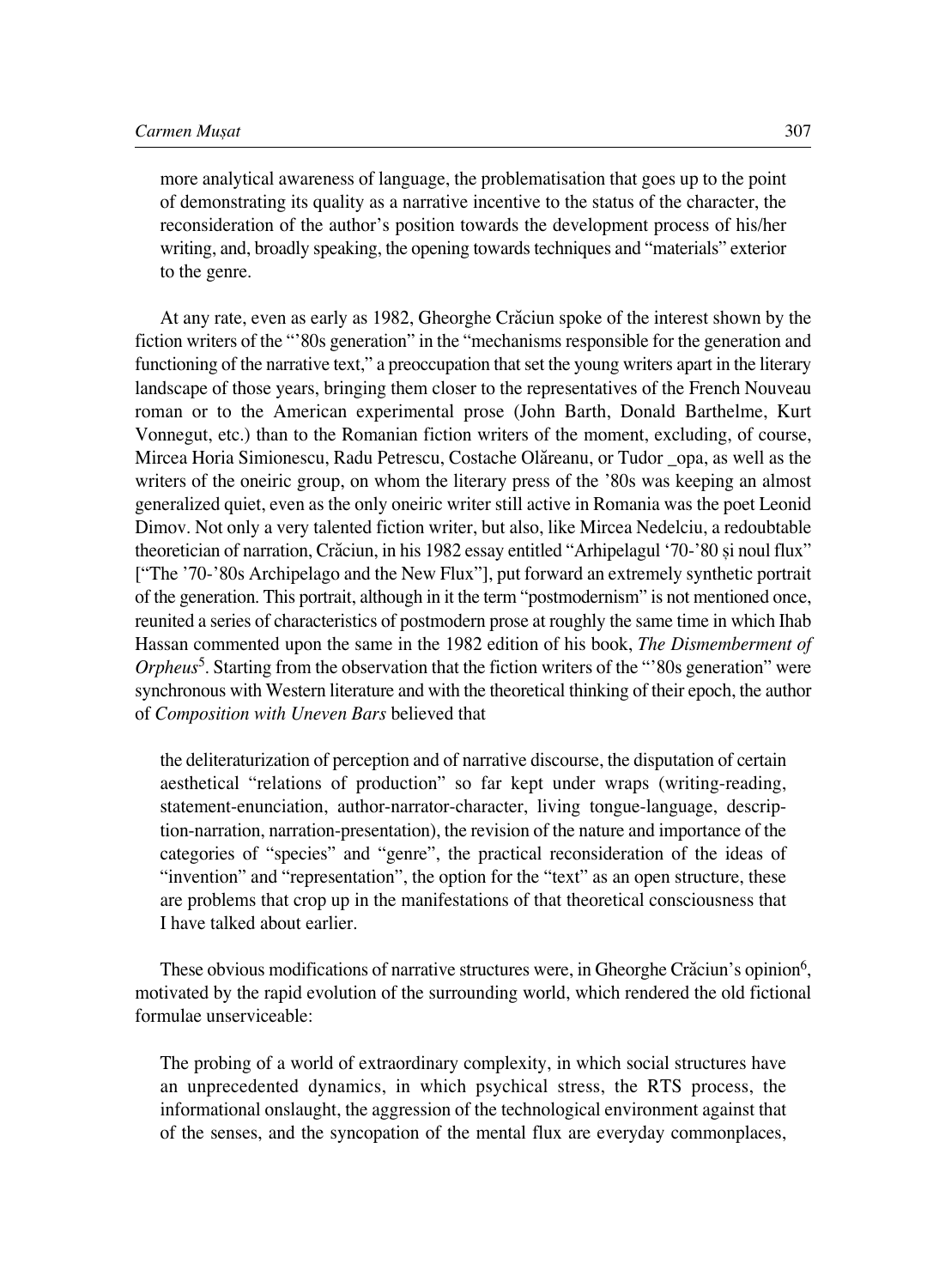more analytical awareness of language, the problematisation that goes up to the point of demonstrating its quality as a narrative incentive to the status of the character, the reconsideration of the author's position towards the development process of his/her writing, and, broadly speaking, the opening towards techniques and "materials" exterior to the genre.

At any rate, even as early as 1982, Gheorghe Crăciun spoke of the interest shown by the fiction writers of the "'80s generation" in the "mechanisms responsible for the generation and functioning of the narrative text," a preoccupation that set the young writers apart in the literary landscape of those years, bringing them closer to the representatives of the French Nouveau roman or to the American experimental prose (John Barth, Donald Barthelme, Kurt Vonnegut, etc.) than to the Romanian fiction writers of the moment, excluding, of course, Mircea Horia Simionescu, Radu Petrescu, Costache Olăreanu, or Tudor _opa, as well as the writers of the oneiric group, on whom the literary press of the '80s was keeping an almost generalized quiet, even as the only oneiric writer still active in Romania was the poet Leonid Dimov. Not only a very talented fiction writer, but also, like Mircea Nedelciu, a redoubtable theoretician of narration, Crăciun, in his 1982 essay entitled "Arhipelagul '70-'80 și noul flux" ["The '70-'80s Archipelago and the New Flux"], put forward an extremely synthetic portrait of the generation. This portrait, although in it the term "postmodernism" is not mentioned once, reunited a series of characteristics of postmodern prose at roughly the same time in which Ihab Hassan commented upon the same in the 1982 edition of his book, *The Dismemberment of Orpheus*[5]. Starting from the observation that the fiction writers of the "'80s generation" were synchronous with Western literature and with the theoretical thinking of their epoch, the author of *Composition with Uneven Bars* believed that

> the deliteraturization of perception and of narrative discourse, the disputation of certain aesthetical "relations of production" so far kept under wraps (writing-reading, statement-enunciation, author-narrator-character, living tongue-language, description-narration, narration-presentation), the revision of the nature and importance of the categories of "species" and "genre", the practical reconsideration of the ideas of "invention" and "representation", the option for the "text" as an open structure, these are problems that crop up in the manifestations of that theoretical consciousness that I have talked about earlier.

These obvious modifications of narrative structures were, in Gheorghe Crăciun's opinion[6], motivated by the rapid evolution of the surrounding world, which rendered the old fictional formulae unserviceable:

> The probing of a world of extraordinary complexity, in which social structures have an unprecedented dynamics, in which psychical stress, the RTS process, the informational onslaught, the aggression of the technological environment against that of the senses, and the syncopation of the mental flux are everyday commonplaces,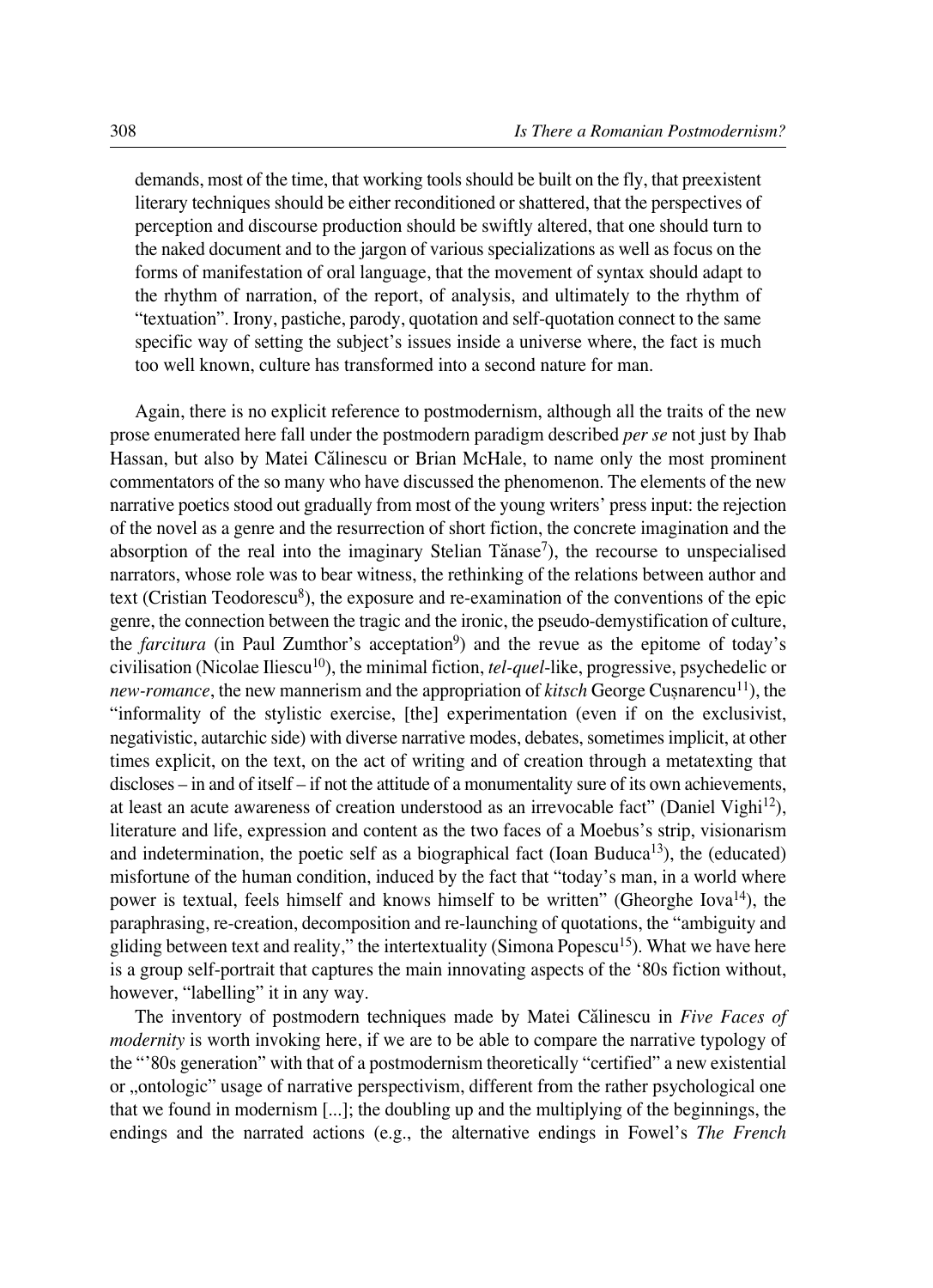demands, most of the time, that working tools should be built on the fly, that preexistent literary techniques should be either reconditioned or shattered, that the perspectives of perception and discourse production should be swiftly altered, that one should turn to the naked document and to the jargon of various specializations as well as focus on the forms of manifestation of oral language, that the movement of syntax should adapt to the rhythm of narration, of the report, of analysis, and ultimately to the rhythm of "textuation". Irony, pastiche, parody, quotation and self-quotation connect to the same specific way of setting the subject's issues inside a universe where, the fact is much too well known, culture has transformed into a second nature for man.

Again, there is no explicit reference to postmodernism, although all the traits of the new prose enumerated here fall under the postmodern paradigm described *per se* not just by Ihab Hassan, but also by Matei Călinescu or Brian McHale, to name only the most prominent commentators of the so many who have discussed the phenomenon. The elements of the new narrative poetics stood out gradually from most of the young writers' press input: the rejection of the novel as a genre and the resurrection of short fiction, the concrete imagination and the absorption of the real into the imaginary Stelian Tănase[7]), the recourse to unspecialised narrators, whose role was to bear witness, the rethinking of the relations between author and text (Cristian Teodorescu[8]), the exposure and re-examination of the conventions of the epic genre, the connection between the tragic and the ironic, the pseudo-demystification of culture, the *farcitura* (in Paul Zumthor's acceptation[9]) and the revue as the epitome of today's civilisation (Nicolae Iliescu[10]), the minimal fiction, *tel-quel*-like, progressive, psychedelic or *new-romance*, the new mannerism and the appropriation of *kitsch* George Cușnarencu[11]), the "informality of the stylistic exercise, [the] experimentation (even if on the exclusivist, negativistic, autarchic side) with diverse narrative modes, debates, sometimes implicit, at other times explicit, on the text, on the act of writing and of creation through a metatexting that discloses – in and of itself – if not the attitude of a monumentality sure of its own achievements, at least an acute awareness of creation understood as an irrevocable fact" (Daniel Vighi[12]), literature and life, expression and content as the two faces of a Moebus's strip, visionarism and indetermination, the poetic self as a biographical fact (Ioan Buduca[13]), the (educated) misfortune of the human condition, induced by the fact that "today's man, in a world where power is textual, feels himself and knows himself to be written" (Gheorghe Iova[14]), the paraphrasing, re-creation, decomposition and re-launching of quotations, the "ambiguity and gliding between text and reality," the intertextuality (Simona Popescu[15]). What we have here is a group self-portrait that captures the main innovating aspects of the '80s fiction without, however, "labelling" it in any way.

The inventory of postmodern techniques made by Matei Călinescu in *Five Faces of modernity* is worth invoking here, if we are to be able to compare the narrative typology of the "'80s generation" with that of a postmodernism theoretically "certified" a new existential or „ontologic" usage of narrative perspectivism, different from the rather psychological one that we found in modernism [...]; the doubling up and the multiplying of the beginnings, the endings and the narrated actions (e.g., the alternative endings in Fowel's *The French*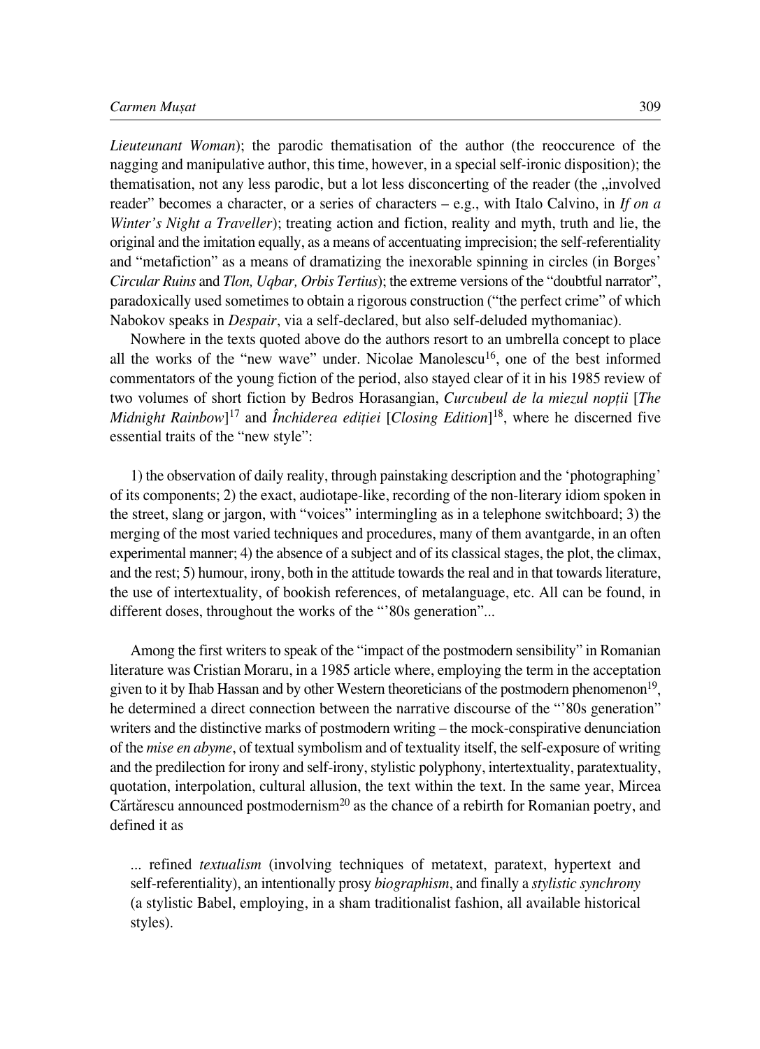*Lieuteunant Woman*); the parodic thematisation of the author (the reoccurence of the nagging and manipulative author, this time, however, in a special self-ironic disposition); the thematisation, not any less parodic, but a lot less disconcerting of the reader (the „involved reader" becomes a character, or a series of characters – e.g., with Italo Calvino, in *If on a Winter's Night a Traveller*); treating action and fiction, reality and myth, truth and lie, the original and the imitation equally, as a means of accentuating imprecision; the self-referentiality and "metafiction" as a means of dramatizing the inexorable spinning in circles (in Borges' *Circular Ruins* and *Tlon, Uqbar, Orbis Tertius*); the extreme versions of the "doubtful narrator", paradoxically used sometimes to obtain a rigorous construction ("the perfect crime" of which Nabokov speaks in *Despair*, via a self-declared, but also self-deluded mythomaniac).

Nowhere in the texts quoted above do the authors resort to an umbrella concept to place all the works of the "new wave" under. Nicolae Manolescu[16], one of the best informed commentators of the young fiction of the period, also stayed clear of it in his 1985 review of two volumes of short fiction by Bedros Horasangian, *Curcubeul de la miezul nopții* [*The Midnight Rainbow*][17] and *Închiderea ediției* [*Closing Edition*][18], where he discerned five essential traits of the "new style":

> 1) the observation of daily reality, through painstaking description and the 'photographing' of its components; 2) the exact, audiotape-like, recording of the non-literary idiom spoken in the street, slang or jargon, with "voices" intermingling as in a telephone switchboard; 3) the merging of the most varied techniques and procedures, many of them avantgarde, in an often experimental manner; 4) the absence of a subject and of its classical stages, the plot, the climax, and the rest; 5) humour, irony, both in the attitude towards the real and in that towards literature, the use of intertextuality, of bookish references, of metalanguage, etc. All can be found, in different doses, throughout the works of the "'80s generation"...

Among the first writers to speak of the "impact of the postmodern sensibility" in Romanian literature was Cristian Moraru, in a 1985 article where, employing the term in the acceptation given to it by Ihab Hassan and by other Western theoreticians of the postmodern phenomenon[19], he determined a direct connection between the narrative discourse of the "'80s generation" writers and the distinctive marks of postmodern writing – the mock-conspirative denunciation of the *mise en abyme*, of textual symbolism and of textuality itself, the self-exposure of writing and the predilection for irony and self-irony, stylistic polyphony, intertextuality, paratextuality, quotation, interpolation, cultural allusion, the text within the text. In the same year, Mircea Cărtărescu announced postmodernism[20] as the chance of a rebirth for Romanian poetry, and defined it as

> ... refined *textualism* (involving techniques of metatext, paratext, hypertext and self-referentiality), an intentionally prosy *biographism*, and finally a *stylistic synchrony* (a stylistic Babel, employing, in a sham traditionalist fashion, all available historical styles).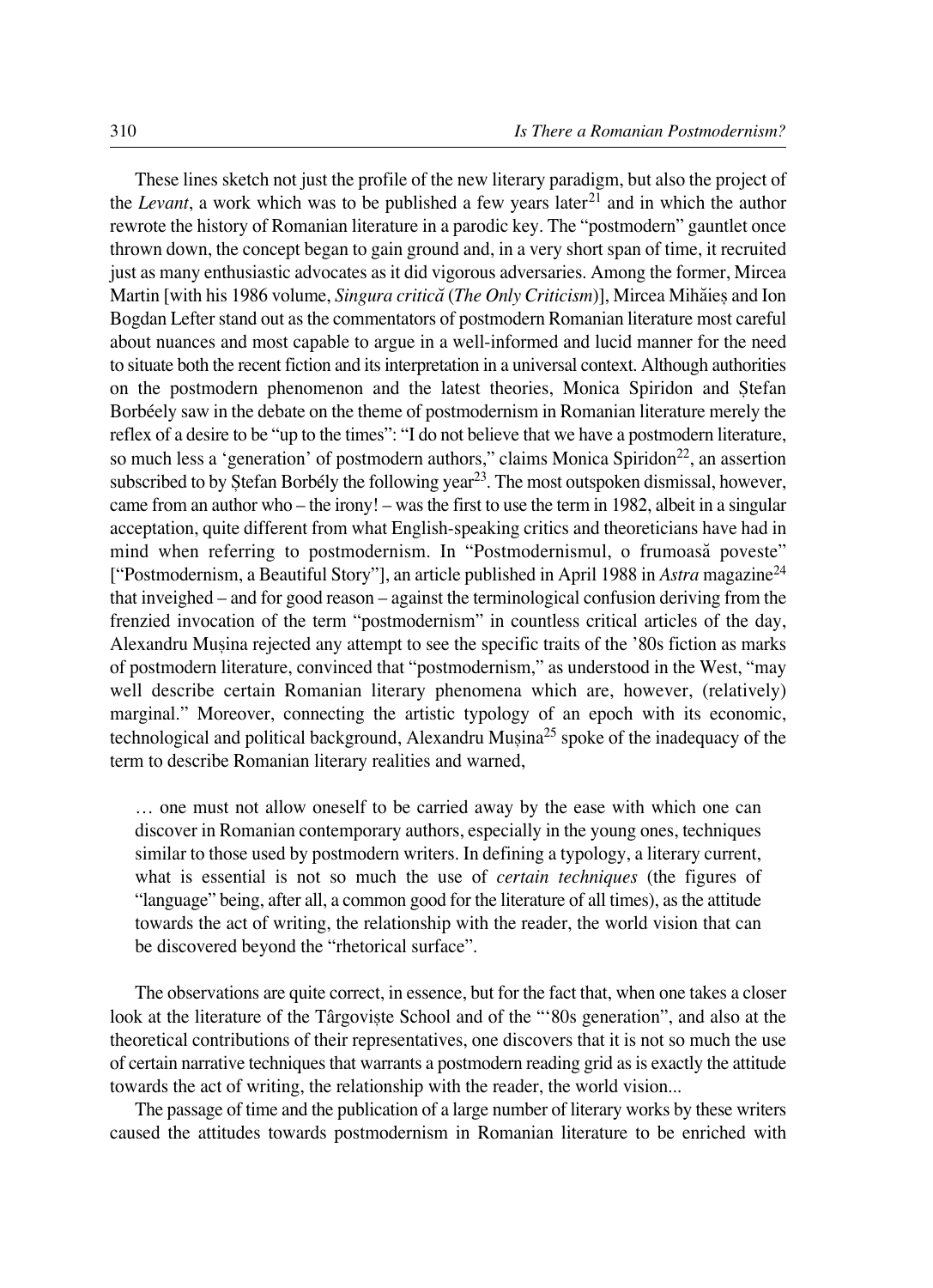These lines sketch not just the profile of the new literary paradigm, but also the project of the *Levant*, a work which was to be published a few years later[21] and in which the author rewrote the history of Romanian literature in a parodic key. The "postmodern" gauntlet once thrown down, the concept began to gain ground and, in a very short span of time, it recruited just as many enthusiastic advocates as it did vigorous adversaries. Among the former, Mircea Martin [with his 1986 volume, *Singura critică* (*The Only Criticism*)], Mircea Mihăieș and Ion Bogdan Lefter stand out as the commentators of postmodern Romanian literature most careful about nuances and most capable to argue in a well-informed and lucid manner for the need to situate both the recent fiction and its interpretation in a universal context. Although authorities on the postmodern phenomenon and the latest theories, Monica Spiridon and Ștefan Borbéely saw in the debate on the theme of postmodernism in Romanian literature merely the reflex of a desire to be "up to the times": "I do not believe that we have a postmodern literature, so much less a 'generation' of postmodern authors," claims Monica Spiridon[22], an assertion subscribed to by Ștefan Borbély the following year[23]. The most outspoken dismissal, however, came from an author who – the irony! – was the first to use the term in 1982, albeit in a singular acceptation, quite different from what English-speaking critics and theoreticians have had in mind when referring to postmodernism. In "Postmodernismul, o frumoasă poveste" ["Postmodernism, a Beautiful Story"], an article published in April 1988 in *Astra* magazine[24] that inveighed – and for good reason – against the terminological confusion deriving from the frenzied invocation of the term "postmodernism" in countless critical articles of the day, Alexandru Mușina rejected any attempt to see the specific traits of the '80s fiction as marks of postmodern literature, convinced that "postmodernism," as understood in the West, "may well describe certain Romanian literary phenomena which are, however, (relatively) marginal." Moreover, connecting the artistic typology of an epoch with its economic, technological and political background, Alexandru Mușina[25] spoke of the inadequacy of the term to describe Romanian literary realities and warned,

> … one must not allow oneself to be carried away by the ease with which one can discover in Romanian contemporary authors, especially in the young ones, techniques similar to those used by postmodern writers. In defining a typology, a literary current, what is essential is not so much the use of *certain techniques* (the figures of "language" being, after all, a common good for the literature of all times), as the attitude towards the act of writing, the relationship with the reader, the world vision that can be discovered beyond the "rhetorical surface".

The observations are quite correct, in essence, but for the fact that, when one takes a closer look at the literature of the Târgoviște School and of the "'80s generation", and also at the theoretical contributions of their representatives, one discovers that it is not so much the use of certain narrative techniques that warrants a postmodern reading grid as is exactly the attitude towards the act of writing, the relationship with the reader, the world vision...

The passage of time and the publication of a large number of literary works by these writers caused the attitudes towards postmodernism in Romanian literature to be enriched with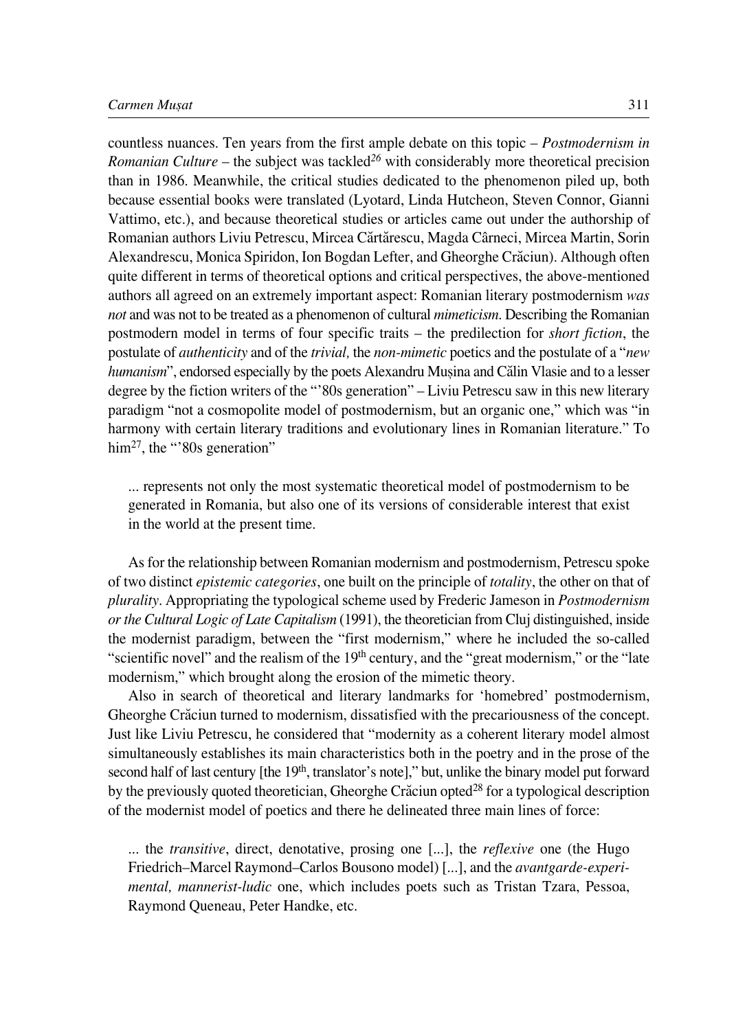countless nuances. Ten years from the first ample debate on this topic – *Postmodernism in Romanian Culture* – the subject was tackled[26] with considerably more theoretical precision than in 1986. Meanwhile, the critical studies dedicated to the phenomenon piled up, both because essential books were translated (Lyotard, Linda Hutcheon, Steven Connor, Gianni Vattimo, etc.), and because theoretical studies or articles came out under the authorship of Romanian authors Liviu Petrescu, Mircea Cărtărescu, Magda Cârneci, Mircea Martin, Sorin Alexandrescu, Monica Spiridon, Ion Bogdan Lefter, and Gheorghe Crăciun). Although often quite different in terms of theoretical options and critical perspectives, the above-mentioned authors all agreed on an extremely important aspect: Romanian literary postmodernism *was not* and was not to be treated as a phenomenon of cultural *mimeticism*. Describing the Romanian postmodern model in terms of four specific traits – the predilection for *short fiction*, the postulate of *authenticity* and of the *trivial,* the *non-mimetic* poetics and the postulate of a "*new humanism*", endorsed especially by the poets Alexandru Mușina and Călin Vlasie and to a lesser degree by the fiction writers of the "'80s generation" – Liviu Petrescu saw in this new literary paradigm "not a cosmopolite model of postmodernism, but an organic one," which was "in harmony with certain literary traditions and evolutionary lines in Romanian literature." To him[27], the "'80s generation"

> ... represents not only the most systematic theoretical model of postmodernism to be generated in Romania, but also one of its versions of considerable interest that exist in the world at the present time.

As for the relationship between Romanian modernism and postmodernism, Petrescu spoke of two distinct *epistemic categories*, one built on the principle of *totality*, the other on that of *plurality*. Appropriating the typological scheme used by Frederic Jameson in *Postmodernism or the Cultural Logic of Late Capitalism* (1991), the theoretician from Cluj distinguished, inside the modernist paradigm, between the "first modernism," where he included the so-called "scientific novel" and the realism of the 19th century, and the "great modernism," or the "late modernism," which brought along the erosion of the mimetic theory.

Also in search of theoretical and literary landmarks for 'homebred' postmodernism, Gheorghe Crăciun turned to modernism, dissatisfied with the precariousness of the concept. Just like Liviu Petrescu, he considered that "modernity as a coherent literary model almost simultaneously establishes its main characteristics both in the poetry and in the prose of the second half of last century [the 19th, translator's note]," but, unlike the binary model put forward by the previously quoted theoretician, Gheorghe Crăciun opted[28] for a typological description of the modernist model of poetics and there he delineated three main lines of force:

> ... the *transitive*, direct, denotative, prosing one [...], the *reflexive* one (the Hugo Friedrich–Marcel Raymond–Carlos Bousono model) [...], and the *avantgarde-experimental, mannerist-ludic* one, which includes poets such as Tristan Tzara, Pessoa, Raymond Queneau, Peter Handke, etc.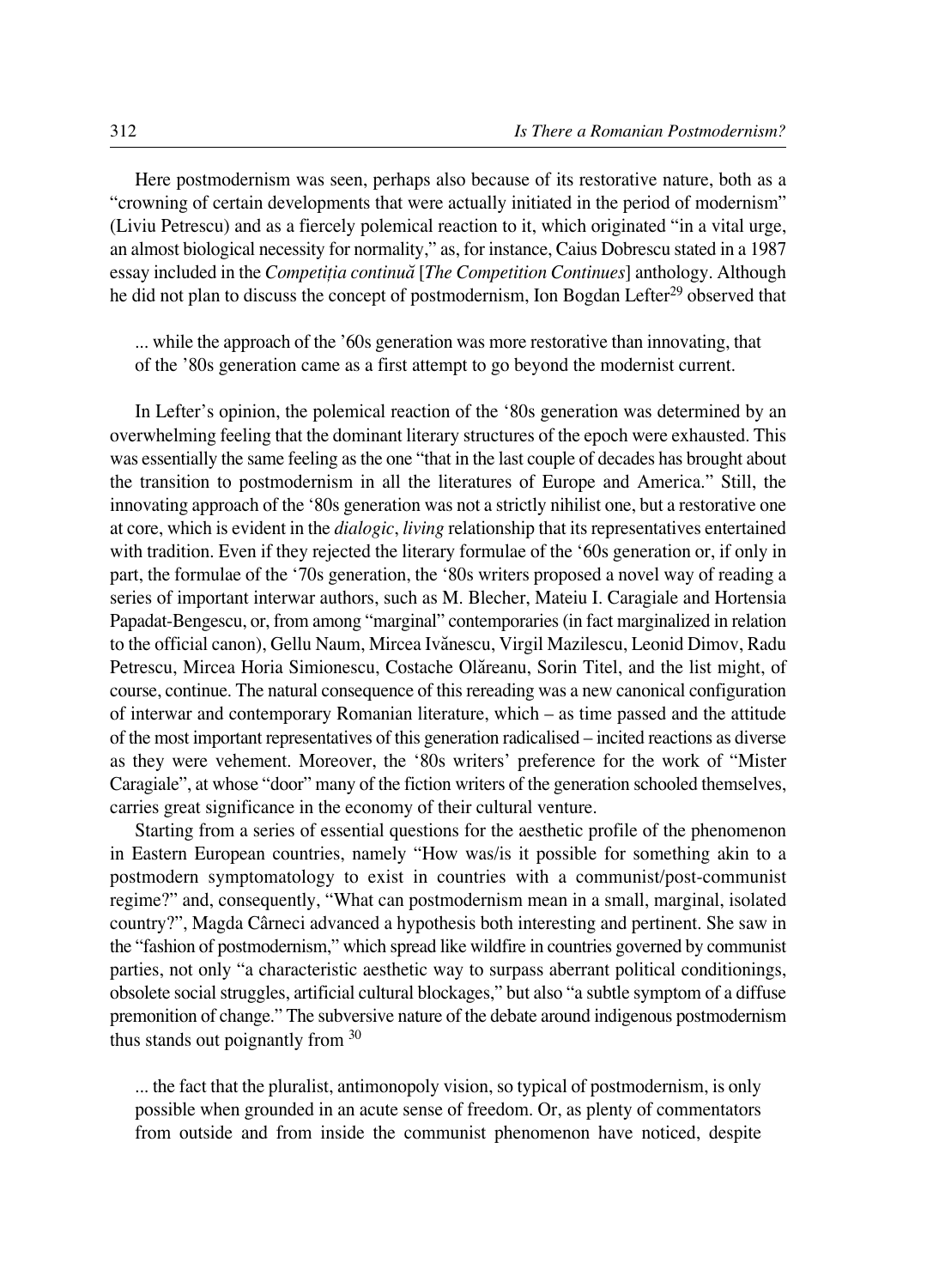Here postmodernism was seen, perhaps also because of its restorative nature, both as a "crowning of certain developments that were actually initiated in the period of modernism" (Liviu Petrescu) and as a fiercely polemical reaction to it, which originated "in a vital urge, an almost biological necessity for normality," as, for instance, Caius Dobrescu stated in a 1987 essay included in the *Competiția continuă* [*The Competition Continues*] anthology. Although he did not plan to discuss the concept of postmodernism, Ion Bogdan Lefter[29] observed that

> ... while the approach of the '60s generation was more restorative than innovating, that of the '80s generation came as a first attempt to go beyond the modernist current.

In Lefter's opinion, the polemical reaction of the '80s generation was determined by an overwhelming feeling that the dominant literary structures of the epoch were exhausted. This was essentially the same feeling as the one "that in the last couple of decades has brought about the transition to postmodernism in all the literatures of Europe and America." Still, the innovating approach of the '80s generation was not a strictly nihilist one, but a restorative one at core, which is evident in the *dialogic*, *living* relationship that its representatives entertained with tradition. Even if they rejected the literary formulae of the '60s generation or, if only in part, the formulae of the '70s generation, the '80s writers proposed a novel way of reading a series of important interwar authors, such as M. Blecher, Mateiu I. Caragiale and Hortensia Papadat-Bengescu, or, from among "marginal" contemporaries (in fact marginalized in relation to the official canon), Gellu Naum, Mircea Ivănescu, Virgil Mazilescu, Leonid Dimov, Radu Petrescu, Mircea Horia Simionescu, Costache Olăreanu, Sorin Titel, and the list might, of course, continue. The natural consequence of this rereading was a new canonical configuration of interwar and contemporary Romanian literature, which – as time passed and the attitude of the most important representatives of this generation radicalised – incited reactions as diverse as they were vehement. Moreover, the '80s writers' preference for the work of "Mister Caragiale", at whose "door" many of the fiction writers of the generation schooled themselves, carries great significance in the economy of their cultural venture.

Starting from a series of essential questions for the aesthetic profile of the phenomenon in Eastern European countries, namely "How was/is it possible for something akin to a postmodern symptomatology to exist in countries with a communist/post-communist regime?" and, consequently, "What can postmodernism mean in a small, marginal, isolated country?", Magda Cârneci advanced a hypothesis both interesting and pertinent. She saw in the "fashion of postmodernism," which spread like wildfire in countries governed by communist parties, not only "a characteristic aesthetic way to surpass aberrant political conditionings, obsolete social struggles, artificial cultural blockages," but also "a subtle symptom of a diffuse premonition of change." The subversive nature of the debate around indigenous postmodernism thus stands out poignantly from [30]

> ... the fact that the pluralist, antimonopoly vision, so typical of postmodernism, is only possible when grounded in an acute sense of freedom. Or, as plenty of commentators from outside and from inside the communist phenomenon have noticed, despite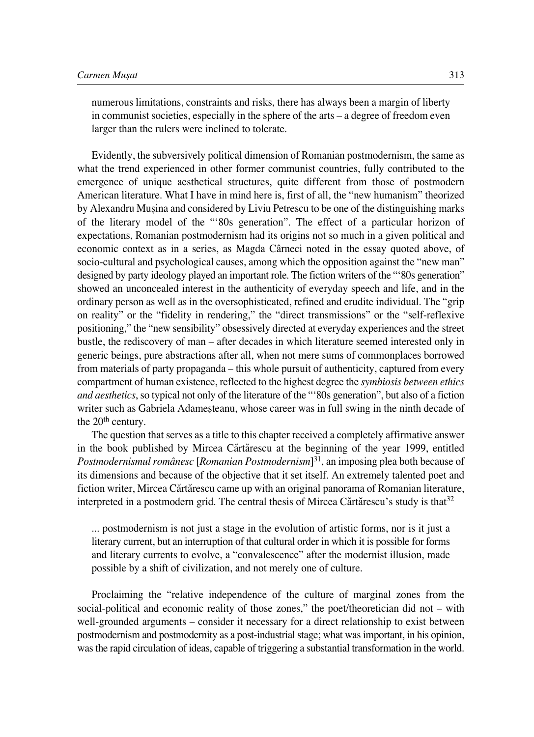numerous limitations, constraints and risks, there has always been a margin of liberty in communist societies, especially in the sphere of the arts – a degree of freedom even larger than the rulers were inclined to tolerate.

Evidently, the subversively political dimension of Romanian postmodernism, the same as what the trend experienced in other former communist countries, fully contributed to the emergence of unique aesthetical structures, quite different from those of postmodern American literature. What I have in mind here is, first of all, the "new humanism" theorized by Alexandru Mușina and considered by Liviu Petrescu to be one of the distinguishing marks of the literary model of the "'80s generation". The effect of a particular horizon of expectations, Romanian postmodernism had its origins not so much in a given political and economic context as in a series, as Magda Cârneci noted in the essay quoted above, of socio-cultural and psychological causes, among which the opposition against the "new man" designed by party ideology played an important role. The fiction writers of the "'80s generation" showed an unconcealed interest in the authenticity of everyday speech and life, and in the ordinary person as well as in the oversophisticated, refined and erudite individual. The "grip on reality" or the "fidelity in rendering," the "direct transmissions" or the "self-reflexive positioning," the "new sensibility" obsessively directed at everyday experiences and the street bustle, the rediscovery of man – after decades in which literature seemed interested only in generic beings, pure abstractions after all, when not mere sums of commonplaces borrowed from materials of party propaganda – this whole pursuit of authenticity, captured from every compartment of human existence, reflected to the highest degree the *symbiosis between ethics and aesthetics*, so typical not only of the literature of the "'80s generation", but also of a fiction writer such as Gabriela Adameșteanu, whose career was in full swing in the ninth decade of the 20th century.

The question that serves as a title to this chapter received a completely affirmative answer in the book published by Mircea Cărtărescu at the beginning of the year 1999, entitled *Postmodernismul românesc* [*Romanian Postmodernism*][31], an imposing plea both because of its dimensions and because of the objective that it set itself. An extremely talented poet and fiction writer, Mircea Cărtărescu came up with an original panorama of Romanian literature, interpreted in a postmodern grid. The central thesis of Mircea Cărtărescu's study is that[32]

> ... postmodernism is not just a stage in the evolution of artistic forms, nor is it just a literary current, but an interruption of that cultural order in which it is possible for forms and literary currents to evolve, a "convalescence" after the modernist illusion, made possible by a shift of civilization, and not merely one of culture.

Proclaiming the "relative independence of the culture of marginal zones from the social-political and economic reality of those zones," the poet/theoretician did not – with well-grounded arguments – consider it necessary for a direct relationship to exist between postmodernism and postmodernity as a post-industrial stage; what was important, in his opinion, was the rapid circulation of ideas, capable of triggering a substantial transformation in the world.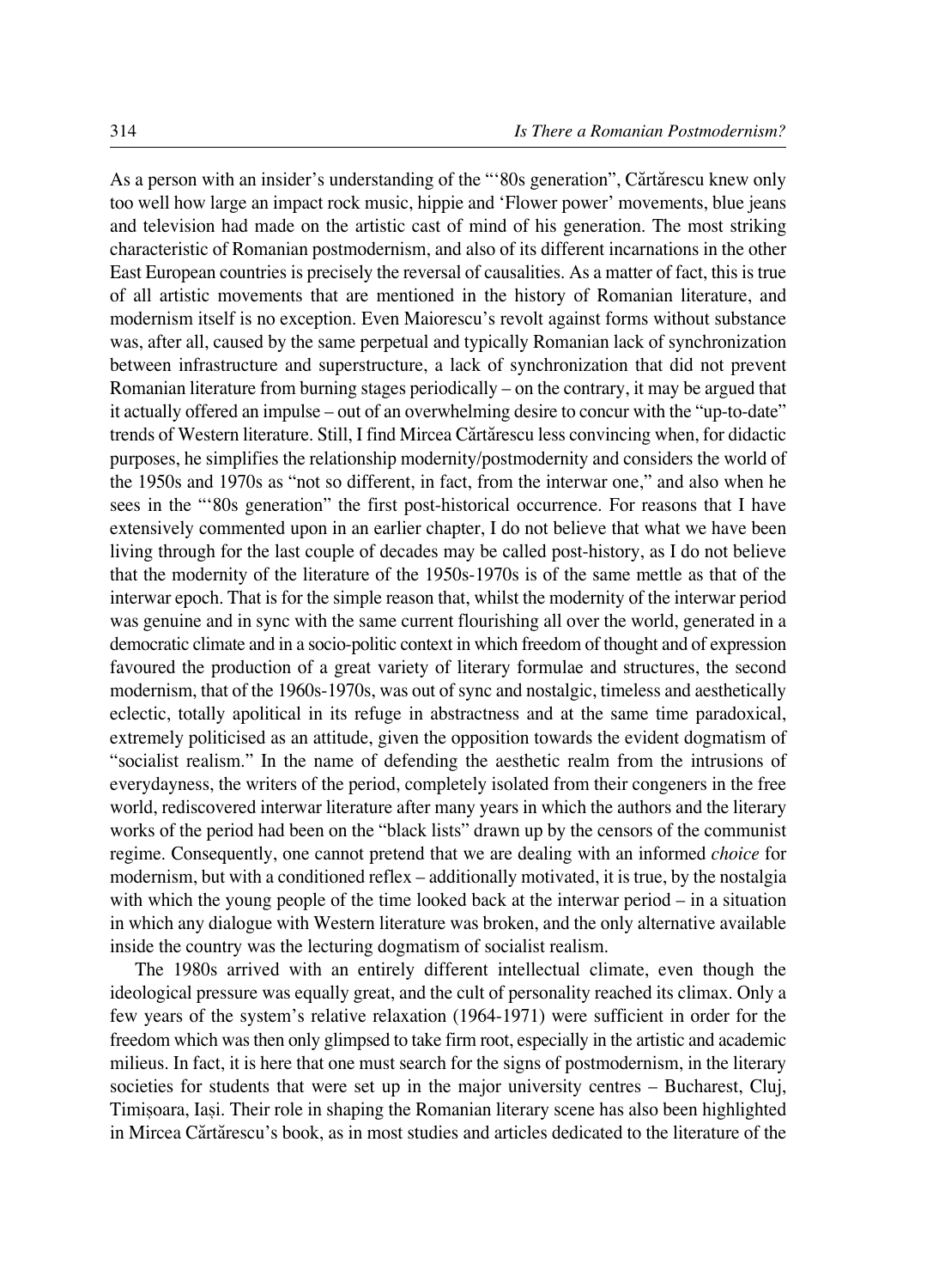As a person with an insider's understanding of the "'80s generation", Cărtărescu knew only too well how large an impact rock music, hippie and 'Flower power' movements, blue jeans and television had made on the artistic cast of mind of his generation. The most striking characteristic of Romanian postmodernism, and also of its different incarnations in the other East European countries is precisely the reversal of causalities. As a matter of fact, this is true of all artistic movements that are mentioned in the history of Romanian literature, and modernism itself is no exception. Even Maiorescu's revolt against forms without substance was, after all, caused by the same perpetual and typically Romanian lack of synchronization between infrastructure and superstructure, a lack of synchronization that did not prevent Romanian literature from burning stages periodically – on the contrary, it may be argued that it actually offered an impulse – out of an overwhelming desire to concur with the "up-to-date" trends of Western literature. Still, I find Mircea Cărtărescu less convincing when, for didactic purposes, he simplifies the relationship modernity/postmodernity and considers the world of the 1950s and 1970s as "not so different, in fact, from the interwar one," and also when he sees in the "'80s generation" the first post-historical occurrence. For reasons that I have extensively commented upon in an earlier chapter, I do not believe that what we have been living through for the last couple of decades may be called post-history, as I do not believe that the modernity of the literature of the 1950s-1970s is of the same mettle as that of the interwar epoch. That is for the simple reason that, whilst the modernity of the interwar period was genuine and in sync with the same current flourishing all over the world, generated in a democratic climate and in a socio-politic context in which freedom of thought and of expression favoured the production of a great variety of literary formulae and structures, the second modernism, that of the 1960s-1970s, was out of sync and nostalgic, timeless and aesthetically eclectic, totally apolitical in its refuge in abstractness and at the same time paradoxical, extremely politicised as an attitude, given the opposition towards the evident dogmatism of "socialist realism." In the name of defending the aesthetic realm from the intrusions of everydayness, the writers of the period, completely isolated from their congeners in the free world, rediscovered interwar literature after many years in which the authors and the literary works of the period had been on the "black lists" drawn up by the censors of the communist regime. Consequently, one cannot pretend that we are dealing with an informed *choice* for modernism, but with a conditioned reflex – additionally motivated, it is true, by the nostalgia with which the young people of the time looked back at the interwar period – in a situation in which any dialogue with Western literature was broken, and the only alternative available inside the country was the lecturing dogmatism of socialist realism.

The 1980s arrived with an entirely different intellectual climate, even though the ideological pressure was equally great, and the cult of personality reached its climax. Only a few years of the system's relative relaxation (1964-1971) were sufficient in order for the freedom which was then only glimpsed to take firm root, especially in the artistic and academic milieus. In fact, it is here that one must search for the signs of postmodernism, in the literary societies for students that were set up in the major university centres – Bucharest, Cluj, Timișoara, Iași. Their role in shaping the Romanian literary scene has also been highlighted in Mircea Cărtărescu's book, as in most studies and articles dedicated to the literature of the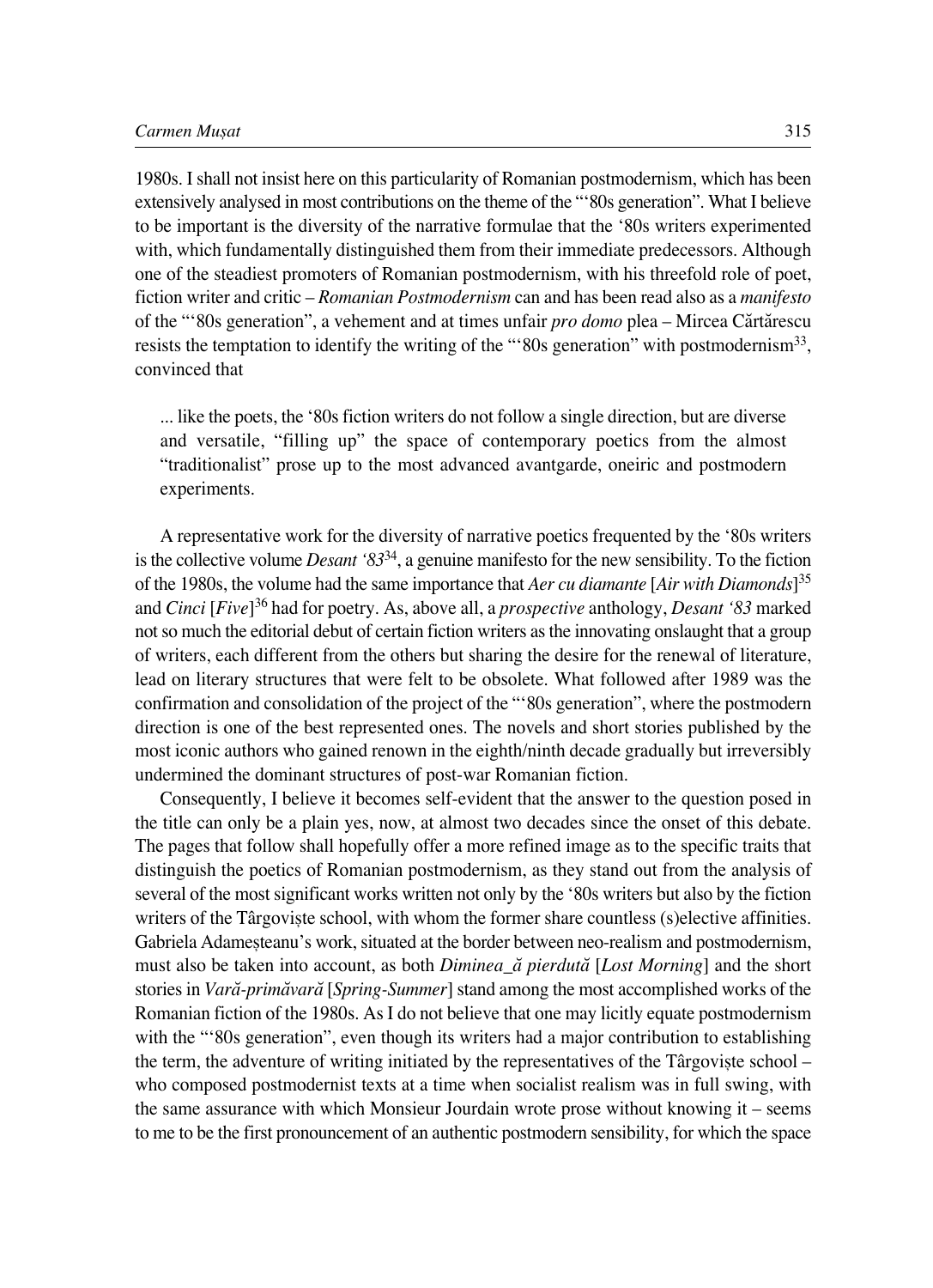1980s. I shall not insist here on this particularity of Romanian postmodernism, which has been extensively analysed in most contributions on the theme of the "'80s generation". What I believe to be important is the diversity of the narrative formulae that the '80s writers experimented with, which fundamentally distinguished them from their immediate predecessors. Although one of the steadiest promoters of Romanian postmodernism, with his threefold role of poet, fiction writer and critic – *Romanian Postmodernism* can and has been read also as a *manifesto* of the "'80s generation", a vehement and at times unfair *pro domo* plea – Mircea Cărtărescu resists the temptation to identify the writing of the "'80s generation" with postmodernism[33], convinced that

> ... like the poets, the '80s fiction writers do not follow a single direction, but are diverse and versatile, "filling up" the space of contemporary poetics from the almost "traditionalist" prose up to the most advanced avantgarde, oneiric and postmodern experiments.

A representative work for the diversity of narrative poetics frequented by the '80s writers is the collective volume *Desant '83*[34], a genuine manifesto for the new sensibility. To the fiction of the 1980s, the volume had the same importance that *Aer cu diamante* [*Air with Diamonds*][35] and *Cinci* [*Five*][36] had for poetry. As, above all, a *prospective* anthology, *Desant '83* marked not so much the editorial debut of certain fiction writers as the innovating onslaught that a group of writers, each different from the others but sharing the desire for the renewal of literature, lead on literary structures that were felt to be obsolete. What followed after 1989 was the confirmation and consolidation of the project of the "'80s generation", where the postmodern direction is one of the best represented ones. The novels and short stories published by the most iconic authors who gained renown in the eighth/ninth decade gradually but irreversibly undermined the dominant structures of post-war Romanian fiction.

Consequently, I believe it becomes self-evident that the answer to the question posed in the title can only be a plain yes, now, at almost two decades since the onset of this debate. The pages that follow shall hopefully offer a more refined image as to the specific traits that distinguish the poetics of Romanian postmodernism, as they stand out from the analysis of several of the most significant works written not only by the '80s writers but also by the fiction writers of the Târgoviște school, with whom the former share countless (s)elective affinities. Gabriela Adameșteanu's work, situated at the border between neo-realism and postmodernism, must also be taken into account, as both *Diminea_ă pierdută* [*Lost Morning*] and the short stories in *Vară-primăvară* [*Spring-Summer*] stand among the most accomplished works of the Romanian fiction of the 1980s. As I do not believe that one may licitly equate postmodernism with the "'80s generation", even though its writers had a major contribution to establishing the term, the adventure of writing initiated by the representatives of the Târgoviște school – who composed postmodernist texts at a time when socialist realism was in full swing, with the same assurance with which Monsieur Jourdain wrote prose without knowing it – seems to me to be the first pronouncement of an authentic postmodern sensibility, for which the space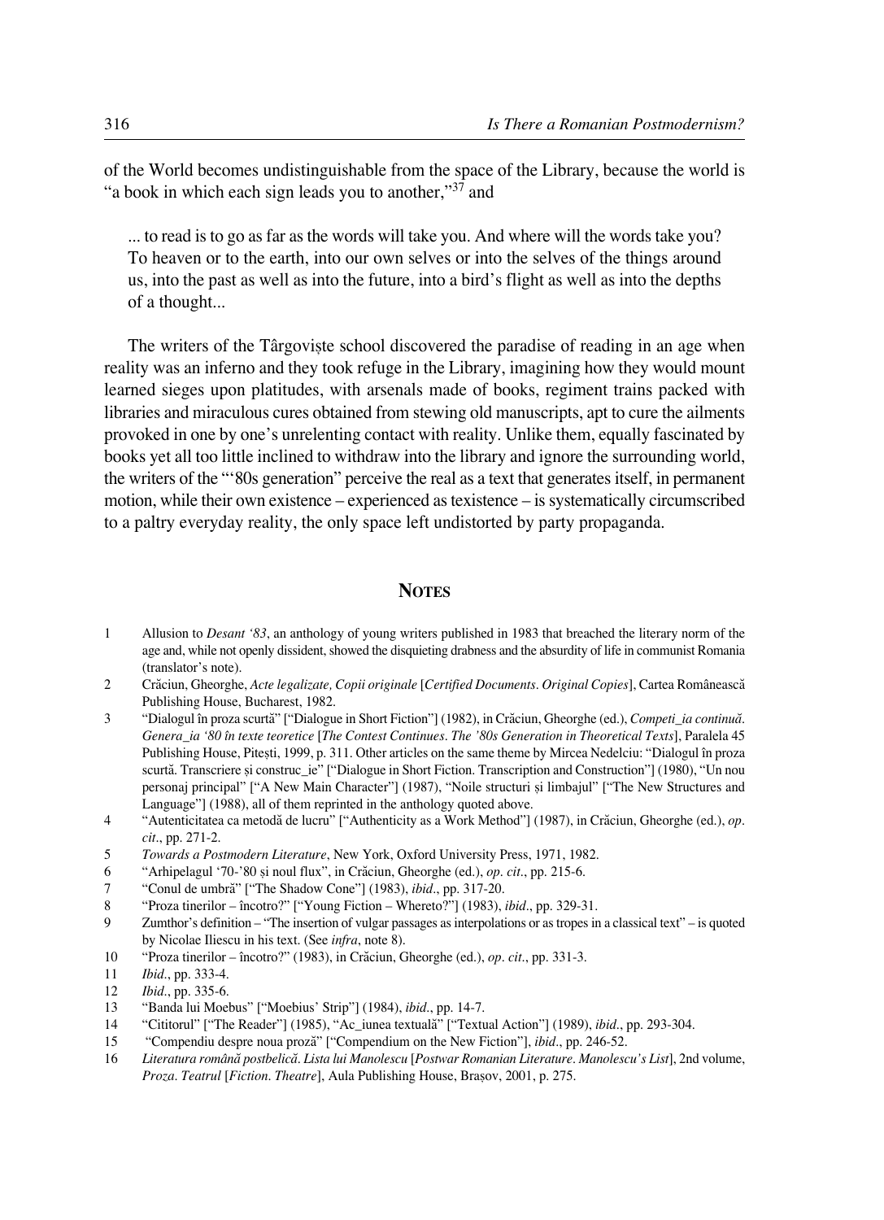of the World becomes undistinguishable from the space of the Library, because the world is "a book in which each sign leads you to another,"[37] and

> ... to read is to go as far as the words will take you. And where will the words take you? To heaven or to the earth, into our own selves or into the selves of the things around us, into the past as well as into the future, into a bird's flight as well as into the depths of a thought...

The writers of the Târgoviște school discovered the paradise of reading in an age when reality was an inferno and they took refuge in the Library, imagining how they would mount learned sieges upon platitudes, with arsenals made of books, regiment trains packed with libraries and miraculous cures obtained from stewing old manuscripts, apt to cure the ailments provoked in one by one's unrelenting contact with reality. Unlike them, equally fascinated by books yet all too little inclined to withdraw into the library and ignore the surrounding world, the writers of the "'80s generation" perceive the real as a text that generates itself, in permanent motion, while their own existence – experienced as texistence – is systematically circumscribed to a paltry everyday reality, the only space left undistorted by party propaganda.

## Notes

1 Allusion to *Desant '83*, an anthology of young writers published in 1983 that breached the literary norm of the age and, while not openly dissident, showed the disquieting drabness and the absurdity of life in communist Romania (translator's note).

2 Crăciun, Gheorghe, *Acte legalizate, Copii originale* [*Certified Documents. Original Copies*], Cartea Românească Publishing House, Bucharest, 1982.

3 "Dialogul în proza scurtă" ["Dialogue in Short Fiction"] (1982), in Crăciun, Gheorghe (ed.), *Competi_ia continuă. Genera_ia '80 în texte teoretice* [*The Contest Continues. The '80s Generation in Theoretical Texts*], Paralela 45 Publishing House, Pitești, 1999, p. 311. Other articles on the same theme by Mircea Nedelciu: "Dialogul în proza scurtă. Transcriere și construc_ie" ["Dialogue in Short Fiction. Transcription and Construction"] (1980), "Un nou personaj principal" ["A New Main Character"] (1987), "Noile structuri și limbajul" ["The New Structures and Language"] (1988), all of them reprinted in the anthology quoted above.

4 "Autenticitatea ca metodă de lucru" ["Authenticity as a Work Method"] (1987), in Crăciun, Gheorghe (ed.), *op. cit*., pp. 271-2.

5 *Towards a Postmodern Literature*, New York, Oxford University Press, 1971, 1982.

6 "Arhipelagul '70-'80 și noul flux", in Crăciun, Gheorghe (ed.), *op. cit*., pp. 215-6.

7 "Conul de umbră" ["The Shadow Cone"] (1983), *ibid*., pp. 317-20.

8 "Proza tinerilor – încotro?" ["Young Fiction – Whereto?"] (1983), *ibid*., pp. 329-31.

9 Zumthor's definition – "The insertion of vulgar passages as interpolations or as tropes in a classical text" – is quoted by Nicolae Iliescu in his text. (See *infra*, note 8).

10 "Proza tinerilor – încotro?" (1983), in Crăciun, Gheorghe (ed.), *op. cit*., pp. 331-3.

11 *Ibid*., pp. 333-4.

12 *Ibid*., pp. 335-6.

13 "Banda lui Moebus" ["Moebius' Strip"] (1984), *ibid*., pp. 14-7.

14 "Cititorul" ["The Reader"] (1985), "Ac_iunea textuală" ["Textual Action"] (1989), *ibid*., pp. 293-304.

15 "Compendiu despre noua proză" ["Compendium on the New Fiction"], *ibid*., pp. 246-52.

16 *Literatura română postbelică. Lista lui Manolescu* [*Postwar Romanian Literature. Manolescu's List*], 2nd volume, *Proza. Teatrul* [*Fiction. Theatre*], Aula Publishing House, Brașov, 2001, p. 275.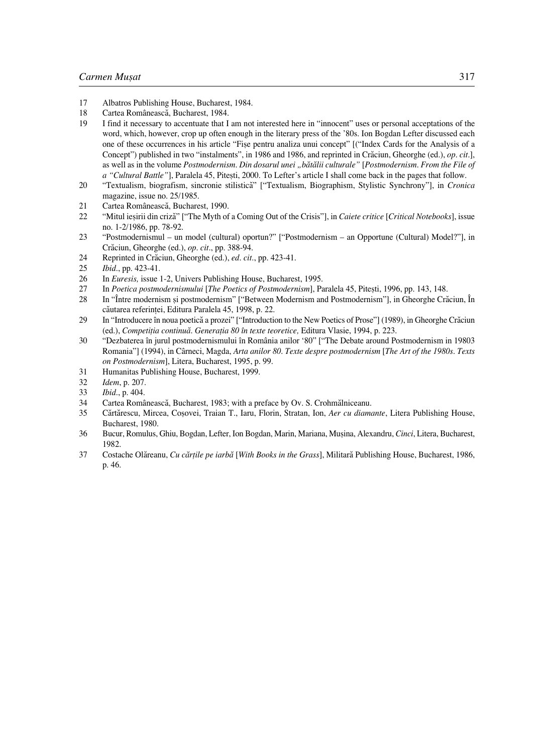17 Albatros Publishing House, Bucharest, 1984.

18 Cartea Românească, Bucharest, 1984.

19 I find it necessary to accentuate that I am not interested here in "innocent" uses or personal acceptations of the word, which, however, crop up often enough in the literary press of the '80s. Ion Bogdan Lefter discussed each one of these occurrences in his article "Fișe pentru analiza unui concept" [("Index Cards for the Analysis of a Concept") published in two "instalments", in 1986 and 1986, and reprinted in Crăciun, Gheorghe (ed.), *op. cit*.], as well as in the volume *Postmodernism. Din dosarul unei „bătălii culturale"* [*Postmodernism. From the File of a "Cultural Battle"*], Paralela 45, Pitești, 2000. To Lefter's article I shall come back in the pages that follow.

20 "Textualism, biografism, sincronie stilistică" ["Textualism, Biographism, Stylistic Synchrony"], in *Cronica* magazine, issue no. 25/1985.

21 Cartea Românească, Bucharest, 1990.

22 "Mitul ieșirii din criză" ["The Myth of a Coming Out of the Crisis"], in *Caiete critice* [*Critical Notebooks*], issue no. 1-2/1986, pp. 78-92.

23 "Postmodernismul – un model (cultural) oportun?" ["Postmodernism – an Opportune (Cultural) Model?"], in Crăciun, Gheorghe (ed.), *op. cit*., pp. 388-94.

24 Reprinted in Crăciun, Gheorghe (ed.), *ed. cit*., pp. 423-41.

25 *Ibid*., pp. 423-41.

26 In *Euresis,* issue 1-2, Univers Publishing House, Bucharest, 1995.

27 In *Poetica postmodernismului* [*The Poetics of Postmodernism*], Paralela 45, Pitești, 1996, pp. 143, 148.

28 In "Între modernism și postmodernism" ["Between Modernism and Postmodernism"], in Gheorghe Crăciun, În căutarea referinței, Editura Paralela 45, 1998, p. 22.

29 In "Introducere în noua poetică a prozei" ["Introduction to the New Poetics of Prose"] (1989), in Gheorghe Crăciun (ed.), *Competiția continuă. Generația 80 în texte teoretice,* Editura Vlasie, 1994, p. 223.

30 "Dezbaterea în jurul postmodernismului în România anilor '80" ["The Debate around Postmodernism in 19803 Romania"] (1994), in Cârneci, Magda, *Arta anilor 80. Texte despre postmodernism* [*The Art of the 1980s. Texts on Postmodernism*], Litera, Bucharest, 1995, p. 99.

31 Humanitas Publishing House, Bucharest, 1999.

32 *Idem*, p. 207.

33 *Ibid*., p. 404.

34 Cartea Românească, Bucharest, 1983; with a preface by Ov. S. Crohmălniceanu.

35 Cărtărescu, Mircea, Coșovei, Traian T., Iaru, Florin, Stratan, Ion, *Aer cu diamante*, Litera Publishing House, Bucharest, 1980.

36 Bucur, Romulus, Ghiu, Bogdan, Lefter, Ion Bogdan, Marin, Mariana, Mușina, Alexandru, *Cinci*, Litera, Bucharest, 1982.

37 Costache Olăreanu, *Cu cărțile pe iarbă* [*With Books in the Grass*], Militară Publishing House, Bucharest, 1986, p. 46.